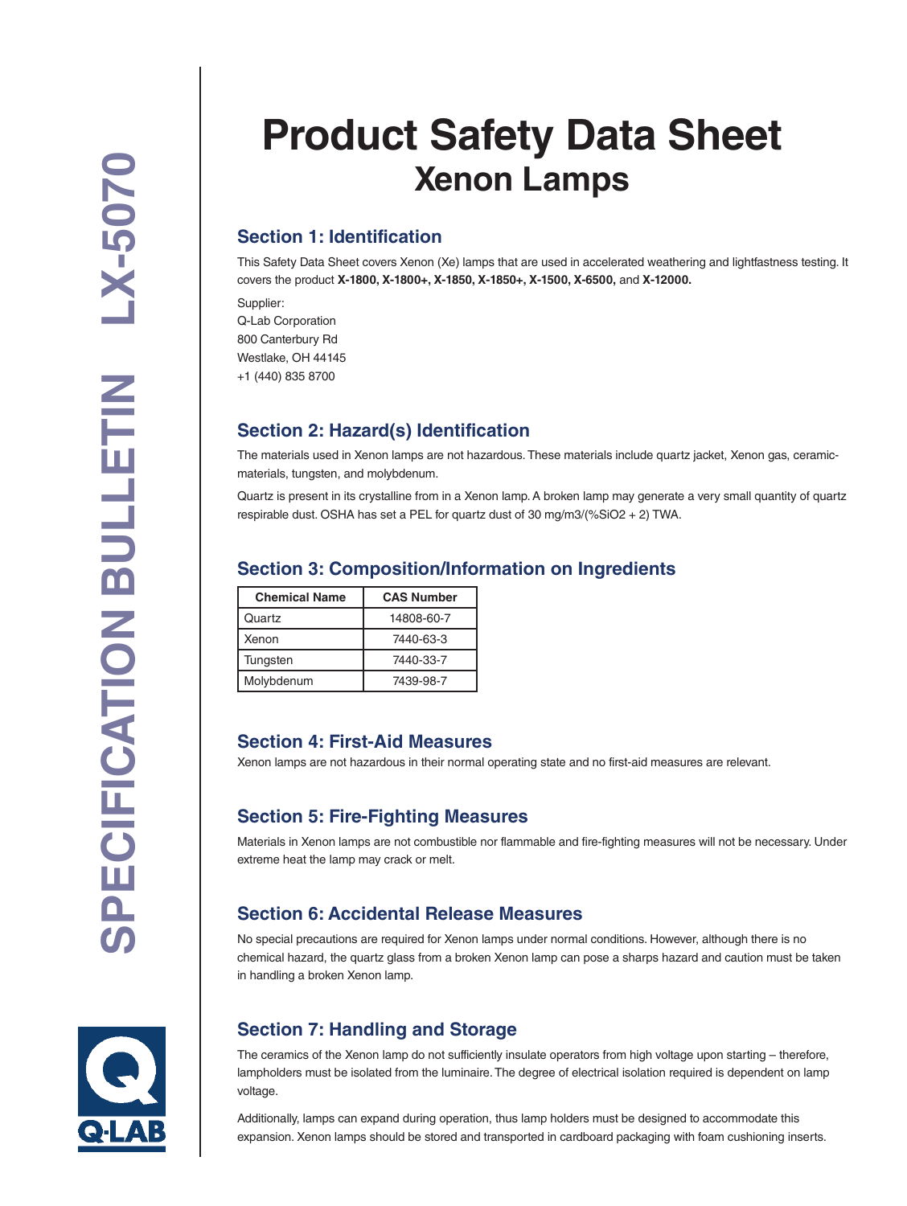# Product Safety Data Sheet
## Xenon Lamps

## Section 1: Identification

This Safety Data Sheet covers Xenon (Xe) lamps that are used in accelerated weathering and lightfastness testing. It covers the product **X-1800, X-1800+, X-1850, X-1850+, X-1500, X-6500,** and **X-12000.**

Supplier:
Q-Lab Corporation
800 Canterbury Rd
Westlake, OH 44145
+1 (440) 835 8700

## Section 2: Hazard(s) Identification

The materials used in Xenon lamps are not hazardous. These materials include quartz jacket, Xenon gas, ceramic-materials, tungsten, and molybdenum.

Quartz is present in its crystalline from in a Xenon lamp. A broken lamp may generate a very small quantity of quartz respirable dust. OSHA has set a PEL for quartz dust of 30 mg/m3/(%SiO2 + 2) TWA.

## Section 3: Composition/Information on Ingredients

| Chemical Name | CAS Number |
|---|---|
| Quartz | 14808-60-7 |
| Xenon | 7440-63-3 |
| Tungsten | 7440-33-7 |
| Molybdenum | 7439-98-7 |

## Section 4: First-Aid Measures

Xenon lamps are not hazardous in their normal operating state and no first-aid measures are relevant.

## Section 5: Fire-Fighting Measures

Materials in Xenon lamps are not combustible nor flammable and fire-fighting measures will not be necessary. Under extreme heat the lamp may crack or melt.

## Section 6: Accidental Release Measures

No special precautions are required for Xenon lamps under normal conditions. However, although there is no chemical hazard, the quartz glass from a broken Xenon lamp can pose a sharps hazard and caution must be taken in handling a broken Xenon lamp.

## Section 7: Handling and Storage

The ceramics of the Xenon lamp do not sufficiently insulate operators from high voltage upon starting – therefore, lampholders must be isolated from the luminaire. The degree of electrical isolation required is dependent on lamp voltage.

Additionally, lamps can expand during operation, thus lamp holders must be designed to accommodate this expansion. Xenon lamps should be stored and transported in cardboard packaging with foam cushioning inserts.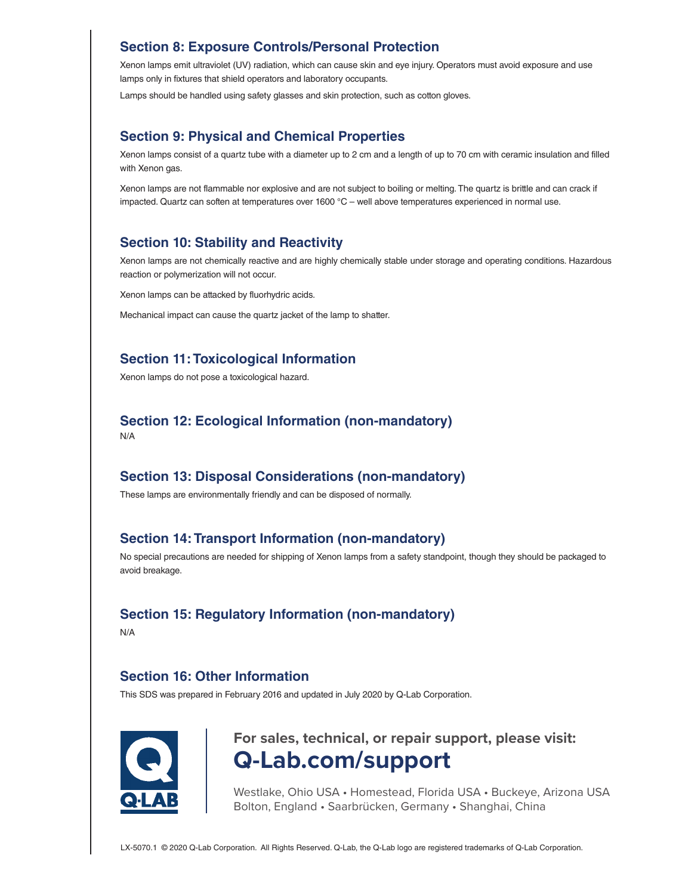## Section 8: Exposure Controls/Personal Protection

Xenon lamps emit ultraviolet (UV) radiation, which can cause skin and eye injury. Operators must avoid exposure and use lamps only in fixtures that shield operators and laboratory occupants.

Lamps should be handled using safety glasses and skin protection, such as cotton gloves.

## Section 9: Physical and Chemical Properties

Xenon lamps consist of a quartz tube with a diameter up to 2 cm and a length of up to 70 cm with ceramic insulation and filled with Xenon gas.

Xenon lamps are not flammable nor explosive and are not subject to boiling or melting. The quartz is brittle and can crack if impacted. Quartz can soften at temperatures over 1600 °C – well above temperatures experienced in normal use.

## Section 10: Stability and Reactivity

Xenon lamps are not chemically reactive and are highly chemically stable under storage and operating conditions. Hazardous reaction or polymerization will not occur.

Xenon lamps can be attacked by fluorhydric acids.

Mechanical impact can cause the quartz jacket of the lamp to shatter.

## Section 11: Toxicological Information

Xenon lamps do not pose a toxicological hazard.

## Section 12: Ecological Information (non-mandatory)

N/A

## Section 13: Disposal Considerations (non-mandatory)

These lamps are environmentally friendly and can be disposed of normally.

## Section 14: Transport Information (non-mandatory)

No special precautions are needed for shipping of Xenon lamps from a safety standpoint, though they should be packaged to avoid breakage.

## Section 15: Regulatory Information (non-mandatory)

N/A

## Section 16: Other Information

This SDS was prepared in February 2016 and updated in July 2020 by Q-Lab Corporation.

Q-LAB

**For sales, technical, or repair support, please visit:**

**Q-Lab.com/support**

Westlake, Ohio USA • Homestead, Florida USA • Buckeye, Arizona USA
Bolton, England • Saarbrücken, Germany • Shanghai, China

LX-5070.1 © 2020 Q-Lab Corporation. All Rights Reserved. Q-Lab, the Q-Lab logo are registered trademarks of Q-Lab Corporation.